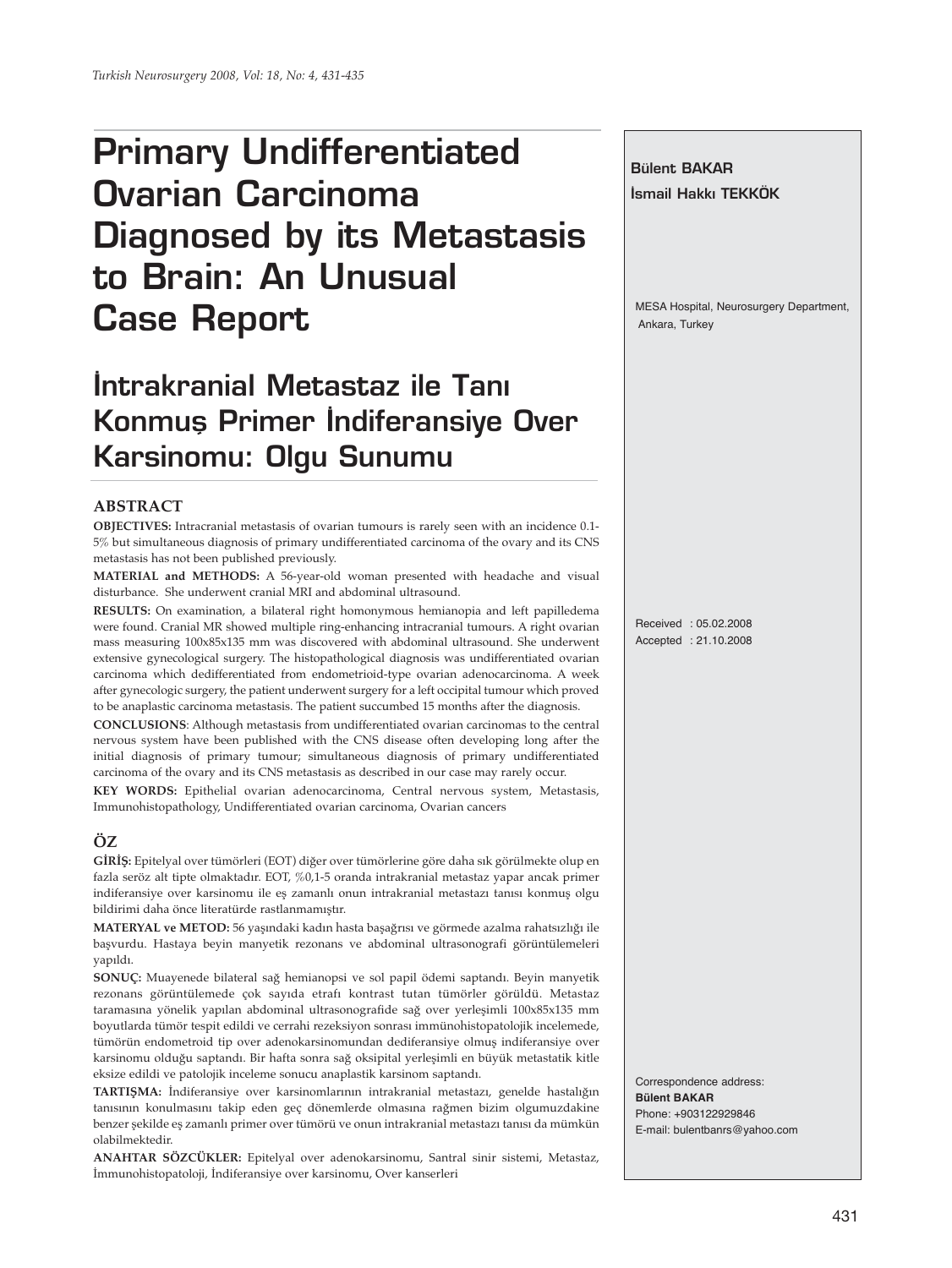# Primary Undifferentiated Ovarian Carcinoma Diagnosed by its Metastasis to Brain: An Unusual Case Report

# İntrakranial Metastaz ile Tanı Konmuş Primer İndiferansiye Over Karsinomu: Olgu Sunumu

**Bülent BAKAR**
**İsmail Hakkı TEKKÖK**

MESA Hospital, Neurosurgery Department, Ankara, Turkey

## ABSTRACT

**OBJECTIVES:** Intracranial metastasis of ovarian tumours is rarely seen with an incidence 0.1-5% but simultaneous diagnosis of primary undifferentiated carcinoma of the ovary and its CNS metastasis has not been published previously.

**MATERIAL and METHODS:** A 56-year-old woman presented with headache and visual disturbance. She underwent cranial MRI and abdominal ultrasound.

**RESULTS:** On examination, a bilateral right homonymous hemianopia and left papilledema were found. Cranial MR showed multiple ring-enhancing intracranial tumours. A right ovarian mass measuring 100x85x135 mm was discovered with abdominal ultrasound. She underwent extensive gynecological surgery. The histopathological diagnosis was undifferentiated ovarian carcinoma which dedifferentiated from endometrioid-type ovarian adenocarcinoma. A week after gynecologic surgery, the patient underwent surgery for a left occipital tumour which proved to be anaplastic carcinoma metastasis. The patient succumbed 15 months after the diagnosis.

**CONCLUSIONS**: Although metastasis from undifferentiated ovarian carcinomas to the central nervous system have been published with the CNS disease often developing long after the initial diagnosis of primary tumour; simultaneous diagnosis of primary undifferentiated carcinoma of the ovary and its CNS metastasis as described in our case may rarely occur.

**KEY WORDS:** Epithelial ovarian adenocarcinoma, Central nervous system, Metastasis, Immunohistopathology, Undifferentiated ovarian carcinoma, Ovarian cancers

## ÖZ

**GİRİŞ:** Epitelyal over tümörleri (EOT) diğer over tümörlerine göre daha sık görülmekte olup en fazla seröz alt tipte olmaktadır. EOT, %0,1-5 oranda intrakranial metastaz yapar ancak primer indiferansiye over karsinomu ile eş zamanlı onun intrakranial metastazı tanısı konmuş olgu bildirimi daha önce literatürde rastlanmamıştır.

**MATERYAL ve METOD:** 56 yaşındaki kadın hasta başağrısı ve görmede azalma rahatsızlığı ile başvurdu. Hastaya beyin manyetik rezonans ve abdominal ultrasonografi görüntülemeleri yapıldı.

**SONUÇ:** Muayenede bilateral sağ hemianopsi ve sol papil ödemi saptandı. Beyin manyetik rezonans görüntülemede çok sayıda etrafı kontrast tutan tümörler görüldü. Metastaz taramasına yönelik yapılan abdominal ultrasonografide sağ over yerleşimli 100x85x135 mm boyutlarda tümör tespit edildi ve cerrahi rezeksiyon sonrası immünohistopatolojik incelemede, tümörün endometroid tip over adenokarsinomundan dediferansiye olmuş indiferansiye over karsinomu olduğu saptandı. Bir hafta sonra sağ oksipital yerleşimli en büyük metastatik kitle eksize edildi ve patolojik inceleme sonucu anaplastik karsinom saptandı.

**TARTIŞMA:** İndiferansiye over karsinomlarının intrakranial metastazı, genelde hastalığın tanısının konulmasını takip eden geç dönemlerde olmasına rağmen bizim olgumuzdakine benzer şekilde eş zamanlı primer over tümörü ve onun intrakranial metastazı tanısı da mümkün olabilmektedir.

**ANAHTAR SÖZCÜKLER:** Epitelyal over adenokarsinomu, Santral sinir sistemi, Metastaz, İmmunohistopatoloji, İndiferansiye over karsinomu, Over kanserleri

Received : 05.02.2008
Accepted : 21.10.2008

Correspondence address:
**Bülent BAKAR**
Phone: +903122929846
E-mail: bulentbanrs@yahoo.com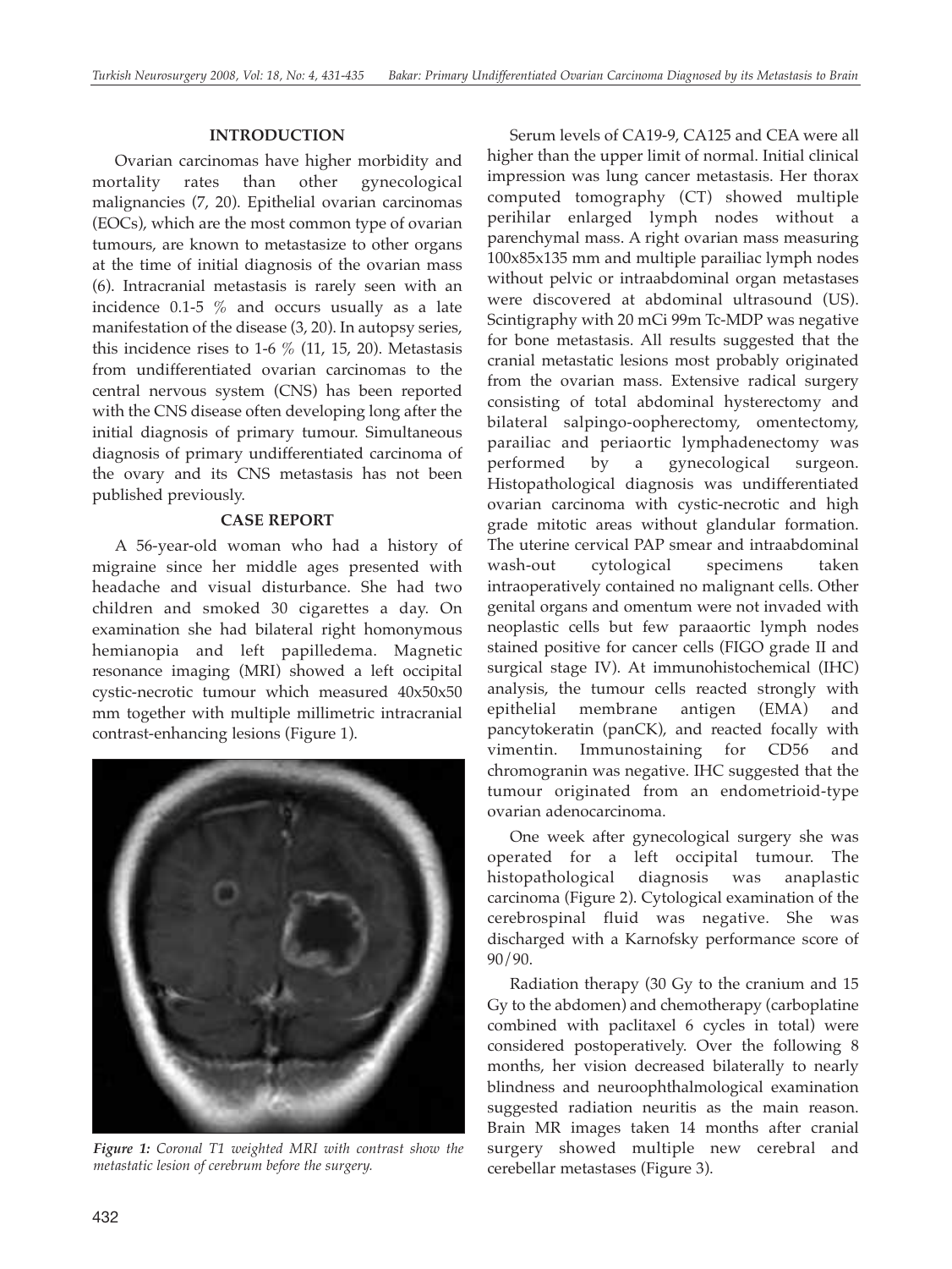## INTRODUCTION

Ovarian carcinomas have higher morbidity and mortality rates than other gynecological malignancies (7, 20). Epithelial ovarian carcinomas (EOCs), which are the most common type of ovarian tumours, are known to metastasize to other organs at the time of initial diagnosis of the ovarian mass (6). Intracranial metastasis is rarely seen with an incidence 0.1-5 % and occurs usually as a late manifestation of the disease (3, 20). In autopsy series, this incidence rises to 1-6 % (11, 15, 20). Metastasis from undifferentiated ovarian carcinomas to the central nervous system (CNS) has been reported with the CNS disease often developing long after the initial diagnosis of primary tumour. Simultaneous diagnosis of primary undifferentiated carcinoma of the ovary and its CNS metastasis has not been published previously.

## CASE REPORT

A 56-year-old woman who had a history of migraine since her middle ages presented with headache and visual disturbance. She had two children and smoked 30 cigarettes a day. On examination she had bilateral right homonymous hemianopia and left papilledema. Magnetic resonance imaging (MRI) showed a left occipital cystic-necrotic tumour which measured 40x50x50 mm together with multiple millimetric intracranial contrast-enhancing lesions (Figure 1).

*Figure 1: Coronal T1 weighted MRI with contrast show the metastatic lesion of cerebrum before the surgery.*

Serum levels of CA19-9, CA125 and CEA were all higher than the upper limit of normal. Initial clinical impression was lung cancer metastasis. Her thorax computed tomography (CT) showed multiple perihilar enlarged lymph nodes without a parenchymal mass. A right ovarian mass measuring 100x85x135 mm and multiple parailiac lymph nodes without pelvic or intraabdominal organ metastases were discovered at abdominal ultrasound (US). Scintigraphy with 20 mCi 99m Tc-MDP was negative for bone metastasis. All results suggested that the cranial metastatic lesions most probably originated from the ovarian mass. Extensive radical surgery consisting of total abdominal hysterectomy and bilateral salpingo-oopherectomy, omentectomy, parailiac and periaortic lymphadenectomy was performed by a gynecological surgeon. Histopathological diagnosis was undifferentiated ovarian carcinoma with cystic-necrotic and high grade mitotic areas without glandular formation. The uterine cervical PAP smear and intraabdominal wash-out cytological specimens taken intraoperatively contained no malignant cells. Other genital organs and omentum were not invaded with neoplastic cells but few paraaortic lymph nodes stained positive for cancer cells (FIGO grade II and surgical stage IV). At immunohistochemical (IHC) analysis, the tumour cells reacted strongly with epithelial membrane antigen (EMA) and pancytokeratin (panCK), and reacted focally with vimentin. Immunostaining for CD56 and chromogranin was negative. IHC suggested that the tumour originated from an endometrioid-type ovarian adenocarcinoma.

One week after gynecological surgery she was operated for a left occipital tumour. The histopathological diagnosis was anaplastic carcinoma (Figure 2). Cytological examination of the cerebrospinal fluid was negative. She was discharged with a Karnofsky performance score of 90/90.

Radiation therapy (30 Gy to the cranium and 15 Gy to the abdomen) and chemotherapy (carboplatine combined with paclitaxel 6 cycles in total) were considered postoperatively. Over the following 8 months, her vision decreased bilaterally to nearly blindness and neuroophthalmological examination suggested radiation neuritis as the main reason. Brain MR images taken 14 months after cranial surgery showed multiple new cerebral and cerebellar metastases (Figure 3).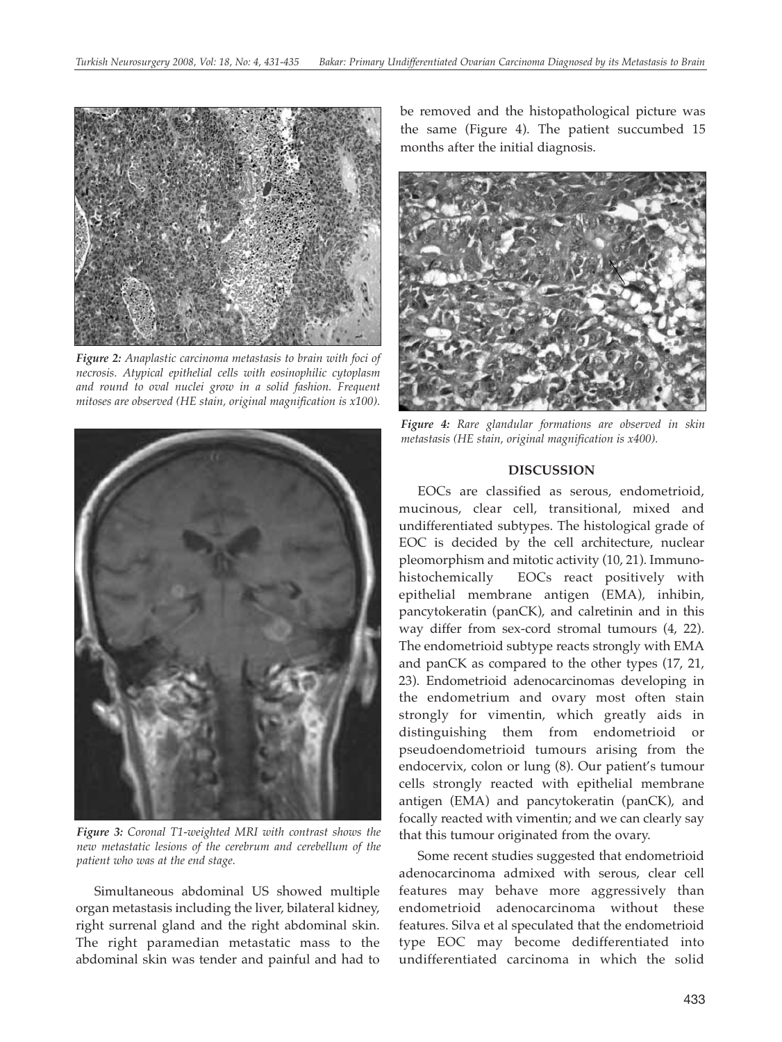*Figure 2: Anaplastic carcinoma metastasis to brain with foci of necrosis. Atypical epithelial cells with eosinophilic cytoplasm and round to oval nuclei grow in a solid fashion. Frequent mitoses are observed (HE stain, original magnification is x100).*

*Figure 3: Coronal T1-weighted MRI with contrast shows the new metastatic lesions of the cerebrum and cerebellum of the patient who was at the end stage.*

Simultaneous abdominal US showed multiple organ metastasis including the liver, bilateral kidney, right surrenal gland and the right abdominal skin. The right paramedian metastatic mass to the abdominal skin was tender and painful and had to be removed and the histopathological picture was the same (Figure 4). The patient succumbed 15 months after the initial diagnosis.

*Figure 4: Rare glandular formations are observed in skin metastasis (HE stain, original magnification is x400).*

## DISCUSSION

EOCs are classified as serous, endometrioid, mucinous, clear cell, transitional, mixed and undifferentiated subtypes. The histological grade of EOC is decided by the cell architecture, nuclear pleomorphism and mitotic activity (10, 21). Immunohistochemically EOCs react positively with epithelial membrane antigen (EMA), inhibin, pancytokeratin (panCK), and calretinin and in this way differ from sex-cord stromal tumours (4, 22). The endometrioid subtype reacts strongly with EMA and panCK as compared to the other types (17, 21, 23). Endometrioid adenocarcinomas developing in the endometrium and ovary most often stain strongly for vimentin, which greatly aids in distinguishing them from endometrioid or pseudoendometrioid tumours arising from the endocervix, colon or lung (8). Our patient's tumour cells strongly reacted with epithelial membrane antigen (EMA) and pancytokeratin (panCK), and focally reacted with vimentin; and we can clearly say that this tumour originated from the ovary.

Some recent studies suggested that endometrioid adenocarcinoma admixed with serous, clear cell features may behave more aggressively than endometrioid adenocarcinoma without these features. Silva et al speculated that the endometrioid type EOC may become dedifferentiated into undifferentiated carcinoma in which the solid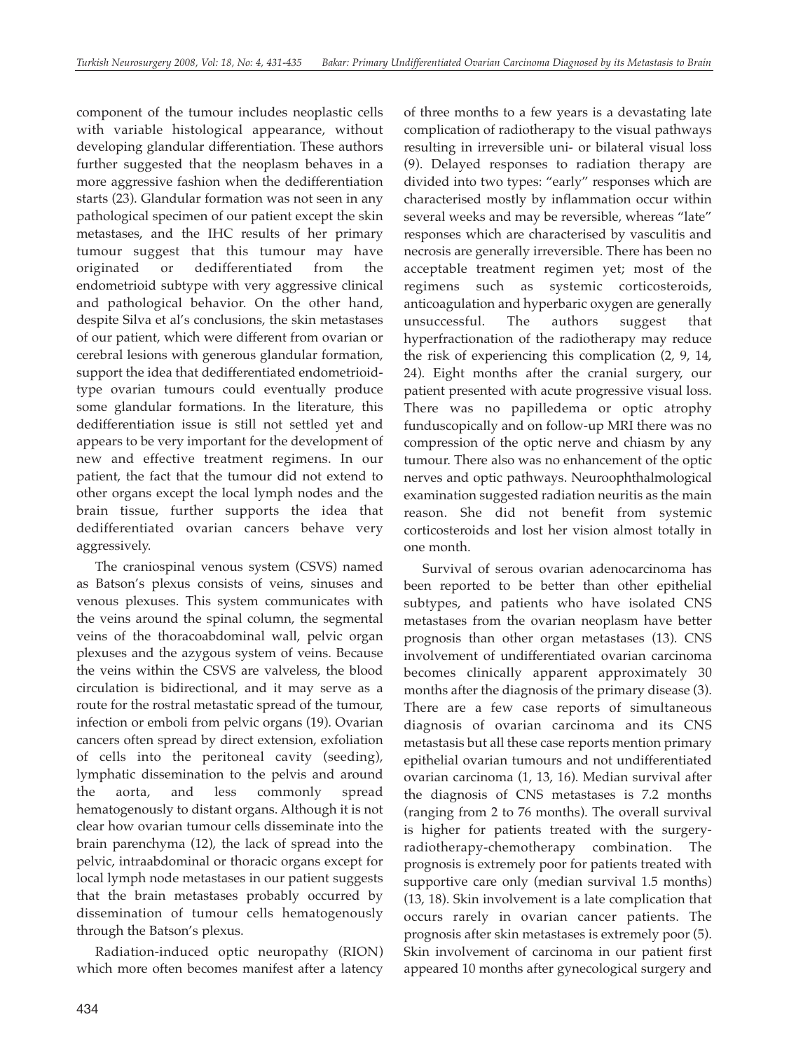component of the tumour includes neoplastic cells with variable histological appearance, without developing glandular differentiation. These authors further suggested that the neoplasm behaves in a more aggressive fashion when the dedifferentiation starts (23). Glandular formation was not seen in any pathological specimen of our patient except the skin metastases, and the IHC results of her primary tumour suggest that this tumour may have originated or dedifferentiated from the endometrioid subtype with very aggressive clinical and pathological behavior. On the other hand, despite Silva et al's conclusions, the skin metastases of our patient, which were different from ovarian or cerebral lesions with generous glandular formation, support the idea that dedifferentiated endometrioid-type ovarian tumours could eventually produce some glandular formations. In the literature, this dedifferentiation issue is still not settled yet and appears to be very important for the development of new and effective treatment regimens. In our patient, the fact that the tumour did not extend to other organs except the local lymph nodes and the brain tissue, further supports the idea that dedifferentiated ovarian cancers behave very aggressively.

The craniospinal venous system (CSVS) named as Batson's plexus consists of veins, sinuses and venous plexuses. This system communicates with the veins around the spinal column, the segmental veins of the thoracoabdominal wall, pelvic organ plexuses and the azygous system of veins. Because the veins within the CSVS are valveless, the blood circulation is bidirectional, and it may serve as a route for the rostral metastatic spread of the tumour, infection or emboli from pelvic organs (19). Ovarian cancers often spread by direct extension, exfoliation of cells into the peritoneal cavity (seeding), lymphatic dissemination to the pelvis and around the aorta, and less commonly spread hematogenously to distant organs. Although it is not clear how ovarian tumour cells disseminate into the brain parenchyma (12), the lack of spread into the pelvic, intraabdominal or thoracic organs except for local lymph node metastases in our patient suggests that the brain metastases probably occurred by dissemination of tumour cells hematogenously through the Batson's plexus.

Radiation-induced optic neuropathy (RION) which more often becomes manifest after a latency of three months to a few years is a devastating late complication of radiotherapy to the visual pathways resulting in irreversible uni- or bilateral visual loss (9). Delayed responses to radiation therapy are divided into two types: "early" responses which are characterised mostly by inflammation occur within several weeks and may be reversible, whereas "late" responses which are characterised by vasculitis and necrosis are generally irreversible. There has been no acceptable treatment regimen yet; most of the regimens such as systemic corticosteroids, anticoagulation and hyperbaric oxygen are generally unsuccessful. The authors suggest that hyperfractionation of the radiotherapy may reduce the risk of experiencing this complication (2, 9, 14, 24). Eight months after the cranial surgery, our patient presented with acute progressive visual loss. There was no papilledema or optic atrophy funduscopically and on follow-up MRI there was no compression of the optic nerve and chiasm by any tumour. There also was no enhancement of the optic nerves and optic pathways. Neuroophthalmological examination suggested radiation neuritis as the main reason. She did not benefit from systemic corticosteroids and lost her vision almost totally in one month.

Survival of serous ovarian adenocarcinoma has been reported to be better than other epithelial subtypes, and patients who have isolated CNS metastases from the ovarian neoplasm have better prognosis than other organ metastases (13). CNS involvement of undifferentiated ovarian carcinoma becomes clinically apparent approximately 30 months after the diagnosis of the primary disease (3). There are a few case reports of simultaneous diagnosis of ovarian carcinoma and its CNS metastasis but all these case reports mention primary epithelial ovarian tumours and not undifferentiated ovarian carcinoma (1, 13, 16). Median survival after the diagnosis of CNS metastases is 7.2 months (ranging from 2 to 76 months). The overall survival is higher for patients treated with the surgery-radiotherapy-chemotherapy combination. The prognosis is extremely poor for patients treated with supportive care only (median survival 1.5 months) (13, 18). Skin involvement is a late complication that occurs rarely in ovarian cancer patients. The prognosis after skin metastases is extremely poor (5). Skin involvement of carcinoma in our patient first appeared 10 months after gynecological surgery and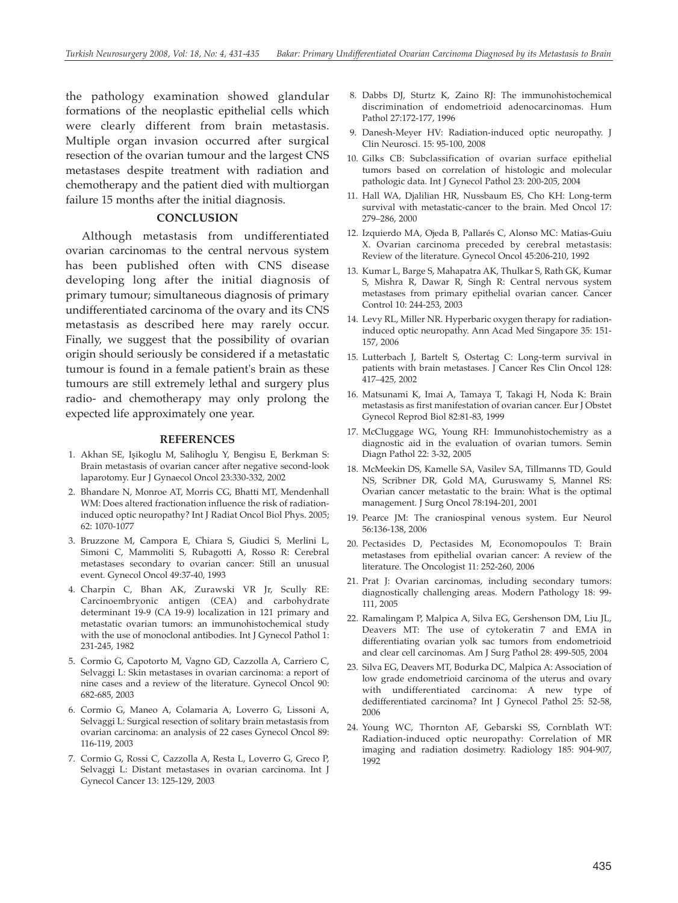the pathology examination showed glandular formations of the neoplastic epithelial cells which were clearly different from brain metastasis. Multiple organ invasion occurred after surgical resection of the ovarian tumour and the largest CNS metastases despite treatment with radiation and chemotherapy and the patient died with multiorgan failure 15 months after the initial diagnosis.

## CONCLUSION

Although metastasis from undifferentiated ovarian carcinomas to the central nervous system has been published often with CNS disease developing long after the initial diagnosis of primary tumour; simultaneous diagnosis of primary undifferentiated carcinoma of the ovary and its CNS metastasis as described here may rarely occur. Finally, we suggest that the possibility of ovarian origin should seriously be considered if a metastatic tumour is found in a female patient's brain as these tumours are still extremely lethal and surgery plus radio- and chemotherapy may only prolong the expected life approximately one year.

## REFERENCES

1. Akhan SE, Işikoglu M, Salihoglu Y, Bengisu E, Berkman S: Brain metastasis of ovarian cancer after negative second-look laparotomy. Eur J Gynaecol Oncol 23:330-332, 2002
2. Bhandare N, Monroe AT, Morris CG, Bhatti MT, Mendenhall WM: Does altered fractionation influence the risk of radiation-induced optic neuropathy? Int J Radiat Oncol Biol Phys. 2005; 62: 1070-1077
3. Bruzzone M, Campora E, Chiara S, Giudici S, Merlini L, Simoni C, Mammoliti S, Rubagotti A, Rosso R: Cerebral metastases secondary to ovarian cancer: Still an unusual event. Gynecol Oncol 49:37-40, 1993
4. Charpin C, Bhan AK, Zurawski VR Jr, Scully RE: Carcinoembryonic antigen (CEA) and carbohydrate determinant 19-9 (CA 19-9) localization in 121 primary and metastatic ovarian tumors: an immunohistochemical study with the use of monoclonal antibodies. Int J Gynecol Pathol 1: 231-245, 1982
5. Cormio G, Capotorto M, Vagno GD, Cazzolla A, Carriero C, Selvaggi L: Skin metastases in ovarian carcinoma: a report of nine cases and a review of the literature. Gynecol Oncol 90: 682-685, 2003
6. Cormio G, Maneo A, Colamaria A, Loverro G, Lissoni A, Selvaggi L: Surgical resection of solitary brain metastasis from ovarian carcinoma: an analysis of 22 cases Gynecol Oncol 89: 116-119, 2003
7. Cormio G, Rossi C, Cazzolla A, Resta L, Loverro G, Greco P, Selvaggi L: Distant metastases in ovarian carcinoma. Int J Gynecol Cancer 13: 125-129, 2003
8. Dabbs DJ, Sturtz K, Zaino RJ: The immunohistochemical discrimination of endometrioid adenocarcinomas. Hum Pathol 27:172-177, 1996
9. Danesh-Meyer HV: Radiation-induced optic neuropathy. J Clin Neurosci. 15: 95-100, 2008
10. Gilks CB: Subclassification of ovarian surface epithelial tumors based on correlation of histologic and molecular pathologic data. Int J Gynecol Pathol 23: 200-205, 2004
11. Hall WA, Djalilian HR, Nussbaum ES, Cho KH: Long-term survival with metastatic-cancer to the brain. Med Oncol 17: 279–286, 2000
12. Izquierdo MA, Ojeda B, Pallarés C, Alonso MC: Matias-Guiu X. Ovarian carcinoma preceded by cerebral metastasis: Review of the literature. Gynecol Oncol 45:206-210, 1992
13. Kumar L, Barge S, Mahapatra AK, Thulkar S, Rath GK, Kumar S, Mishra R, Dawar R, Singh R: Central nervous system metastases from primary epithelial ovarian cancer. Cancer Control 10: 244-253, 2003
14. Levy RL, Miller NR. Hyperbaric oxygen therapy for radiation-induced optic neuropathy. Ann Acad Med Singapore 35: 151-157, 2006
15. Lutterbach J, Bartelt S, Ostertag C: Long-term survival in patients with brain metastases. J Cancer Res Clin Oncol 128: 417–425, 2002
16. Matsunami K, Imai A, Tamaya T, Takagi H, Noda K: Brain metastasis as first manifestation of ovarian cancer. Eur J Obstet Gynecol Reprod Biol 82:81-83, 1999
17. McCluggage WG, Young RH: Immunohistochemistry as a diagnostic aid in the evaluation of ovarian tumors. Semin Diagn Pathol 22: 3-32, 2005
18. McMeekin DS, Kamelle SA, Vasilev SA, Tillmanns TD, Gould NS, Scribner DR, Gold MA, Guruswamy S, Mannel RS: Ovarian cancer metastatic to the brain: What is the optimal management. J Surg Oncol 78:194-201, 2001
19. Pearce JM: The craniospinal venous system. Eur Neurol 56:136-138, 2006
20. Pectasides D, Pectasides M, Economopoulos T: Brain metastases from epithelial ovarian cancer: A review of the literature. The Oncologist 11: 252-260, 2006
21. Prat J: Ovarian carcinomas, including secondary tumors: diagnostically challenging areas. Modern Pathology 18: 99-111, 2005
22. Ramalingam P, Malpica A, Silva EG, Gershenson DM, Liu JL, Deavers MT: The use of cytokeratin 7 and EMA in differentiating ovarian yolk sac tumors from endometrioid and clear cell carcinomas. Am J Surg Pathol 28: 499-505, 2004
23. Silva EG, Deavers MT, Bodurka DC, Malpica A: Association of low grade endometrioid carcinoma of the uterus and ovary with undifferentiated carcinoma: A new type of dedifferentiated carcinoma? Int J Gynecol Pathol 25: 52-58, 2006
24. Young WC, Thornton AF, Gebarski SS, Cornblath WT: Radiation-induced optic neuropathy: Correlation of MR imaging and radiation dosimetry. Radiology 185: 904-907, 1992